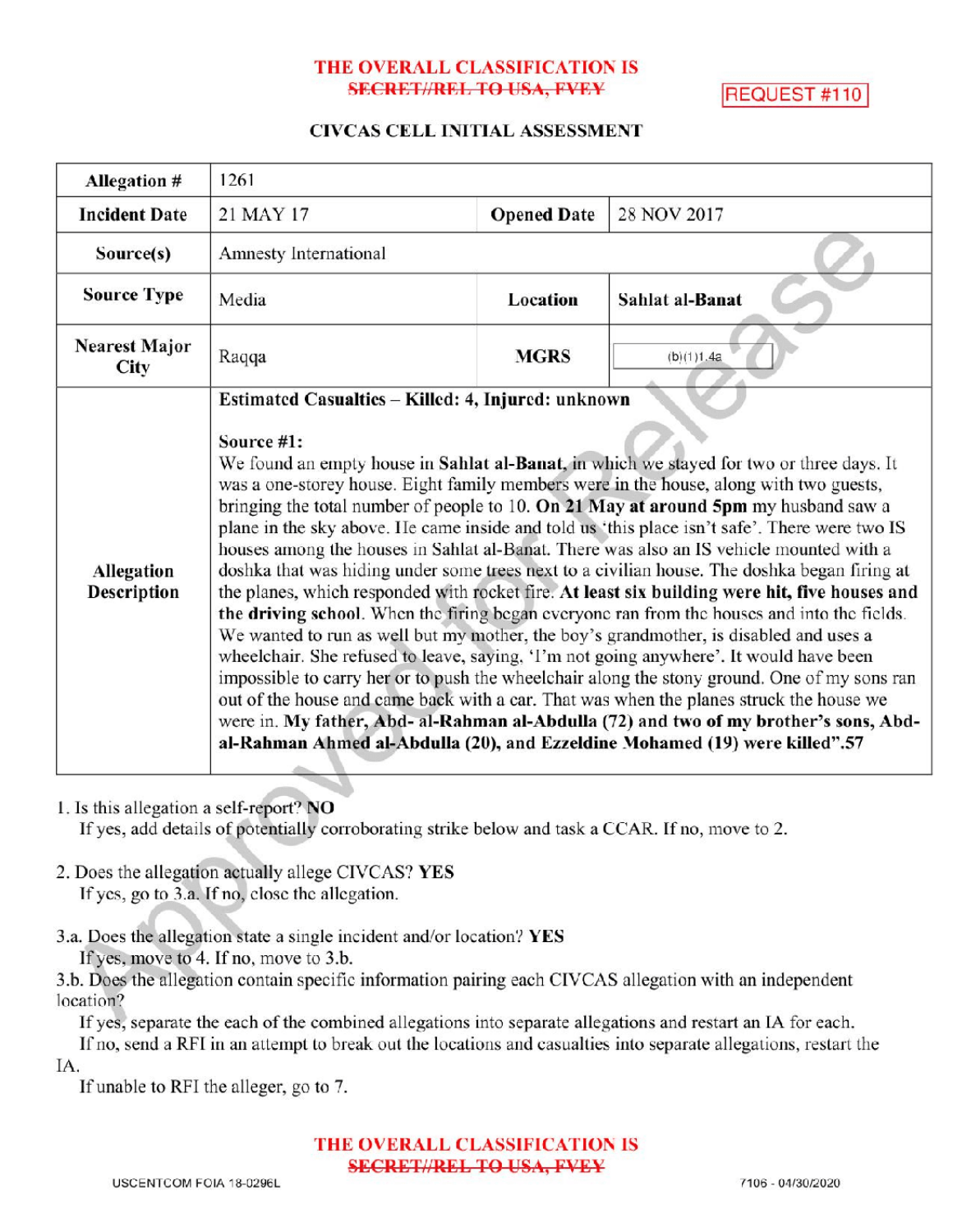THE OVERALL CLASSIFICATION IS
~~SECRET//REL TO USA, FVEY~~

REQUEST #110

## CIVCAS CELL INITIAL ASSESSMENT

| Allegation # | 1261 | | |
|---|---|---|---|
| **Incident Date** | 21 MAY 17 | **Opened Date** | 28 NOV 2017 |
| **Source(s)** | Amnesty International | | |
| **Source Type** | Media | **Location** | **Sahlat al-Banat** |
| **Nearest Major City** | Raqqa | **MGRS** | (b)(1)1.4a |
| **Allegation Description** | **Estimated Casualties – Killed: 4, Injured: unknown**<br><br>**Source #1:**<br>We found an empty house in **Sahlat al-Banat**, in which we stayed for two or three days. It was a one-storey house. Eight family members were in the house, along with two guests, bringing the total number of people to 10. **On 21 May at around 5pm** my husband saw a plane in the sky above. He came inside and told us 'this place isn't safe'. There were two IS houses among the houses in Sahlat al-Banat. There was also an IS vehicle mounted with a doshka that was hiding under some trees next to a civilian house. The doshka began firing at the planes, which responded with rocket fire. **At least six building were hit, five houses and the driving school**. When the firing began everyone ran from the houses and into the fields. We wanted to run as well but my mother, the boy's grandmother, is disabled and uses a wheelchair. She refused to leave, saying, 'I'm not going anywhere'. It would have been impossible to carry her or to push the wheelchair along the stony ground. One of my sons ran out of the house and came back with a car. That was when the planes struck the house we were in. **My father, Abd- al-Rahman al-Abdulla (72) and two of my brother's sons, Abd-al-Rahman Ahmed al-Abdulla (20), and Ezzeldine Mohamed (19) were killed".57** | | |

1. Is this allegation a self-report? **NO**
   If yes, add details of potentially corroborating strike below and task a CCAR. If no, move to 2.

2. Does the allegation actually allege CIVCAS? **YES**
   If yes, go to 3.a. If no, close the allegation.

3.a. Does the allegation state a single incident and/or location? **YES**
   If yes, move to 4. If no, move to 3.b.
3.b. Does the allegation contain specific information pairing each CIVCAS allegation with an independent location?
   If yes, separate the each of the combined allegations into separate allegations and restart an IA for each.
   If no, send a RFI in an attempt to break out the locations and casualties into separate allegations, restart the IA.
   If unable to RFI the alleger, go to 7.

THE OVERALL CLASSIFICATION IS
~~SECRET//REL TO USA, FVEY~~

USCENTCOM FOIA 18-0296L 7106 - 04/30/2020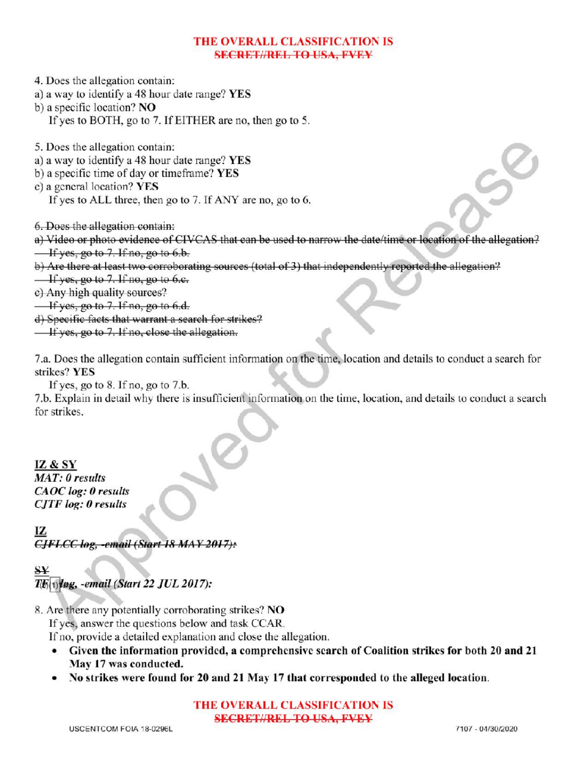THE OVERALL CLASSIFICATION IS
~~SECRET//REL TO USA, FVEY~~

4. Does the allegation contain:
a) a way to identify a 48 hour date range? **YES**
b) a specific location? **NO**
If yes to BOTH, go to 7. If EITHER are no, then go to 5.

5. Does the allegation contain:
a) a way to identify a 48 hour date range? **YES**
b) a specific time of day or timeframe? **YES**
c) a general location? **YES**
If yes to ALL three, then go to 7. If ANY are no, go to 6.

~~6. Does the allegation contain:~~
~~a) Video or photo evidence of CIVCAS that can be used to narrow the date/time or location of the allegation?~~
~~If yes, go to 7. If no, go to 6.b.~~
~~b) Are there at least two corroborating sources (total of 3) that independently reported the allegation?~~
~~If yes, go to 7. If no, go to 6.c.~~
~~c) Any high quality sources?~~
~~If yes, go to 7. If no, go to 6.d.~~
~~d) Specific facts that warrant a search for strikes?~~
~~If yes, go to 7. If no, close the allegation.~~

7.a. Does the allegation contain sufficient information on the time, location and details to conduct a search for strikes? **YES**
If yes, go to 8. If no, go to 7.b.
7.b. Explain in detail why there is insufficient information on the time, location, and details to conduct a search for strikes.

**IZ & SY**
***MAT: 0 results***
***CAOC log: 0 results***
***CJTF log: 0 results***

**IZ**
~~***CJFLCC log, -email (Start 18 MAY 2017):***~~

~~**SY**~~
***TF (b)(1) log, -email (Start 22 JUL 2017):***

8. Are there any potentially corroborating strikes? **NO**
If yes, answer the questions below and task CCAR.
If no, provide a detailed explanation and close the allegation.
- **Given the information provided, a comprehensive search of Coalition strikes for both 20 and 21 May 17 was conducted.**
- **No strikes were found for 20 and 21 May 17 that corresponded to the alleged location.**

THE OVERALL CLASSIFICATION IS
~~SECRET//REL TO USA, FVEY~~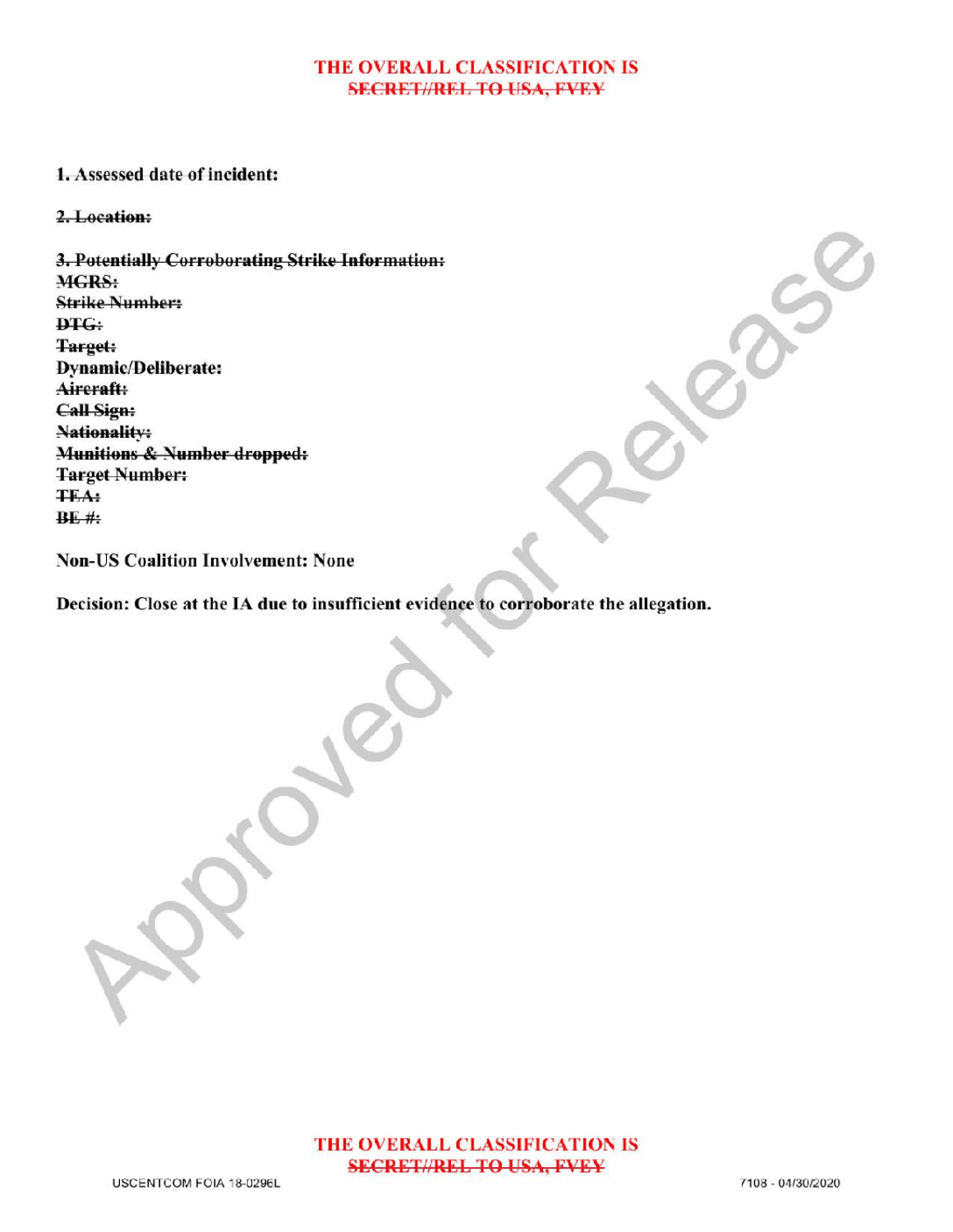**THE OVERALL CLASSIFICATION IS**
~~**SECRET//REL TO USA, FVEY**~~

**1. Assessed date of incident:**

~~**2. Location:**~~

~~**3. Potentially Corroborating Strike Information:**~~
~~**MGRS:**~~
~~**Strike Number:**~~
~~**DTG:**~~
~~**Target:**~~
**Dynamic/Deliberate:**
~~**Aircraft:**~~
~~**Call Sign:**~~
~~**Nationality:**~~
~~**Munitions & Number dropped:**~~
~~**Target Number:**~~
~~**TEA:**~~
~~**BE #:**~~

**Non-US Coalition Involvement: None**

**Decision: Close at the IA due to insufficient evidence to corroborate the allegation.**

**THE OVERALL CLASSIFICATION IS**
~~**SECRET//REL TO USA, FVEY**~~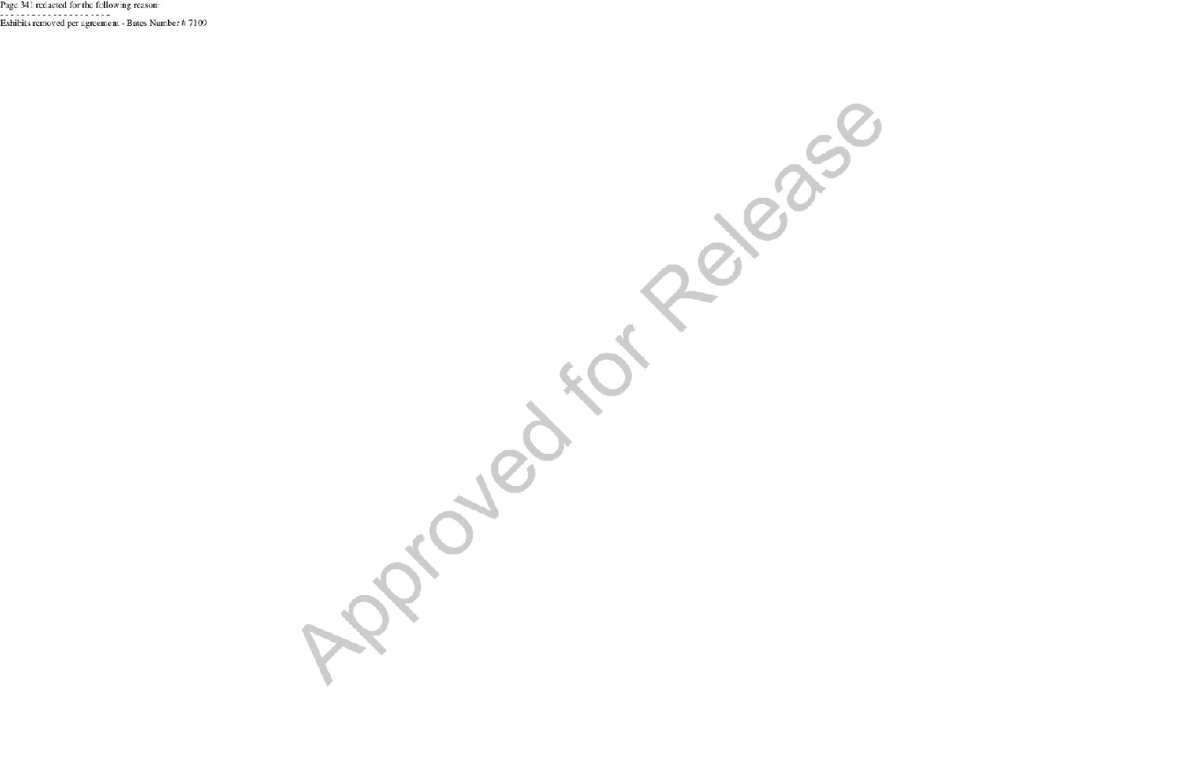Page 341 redacted for the following reason:

- - - - - - - - - - - - - - - - - - - -

Exhibits removed per agreement - Bates Number # 7109

Approved for Release